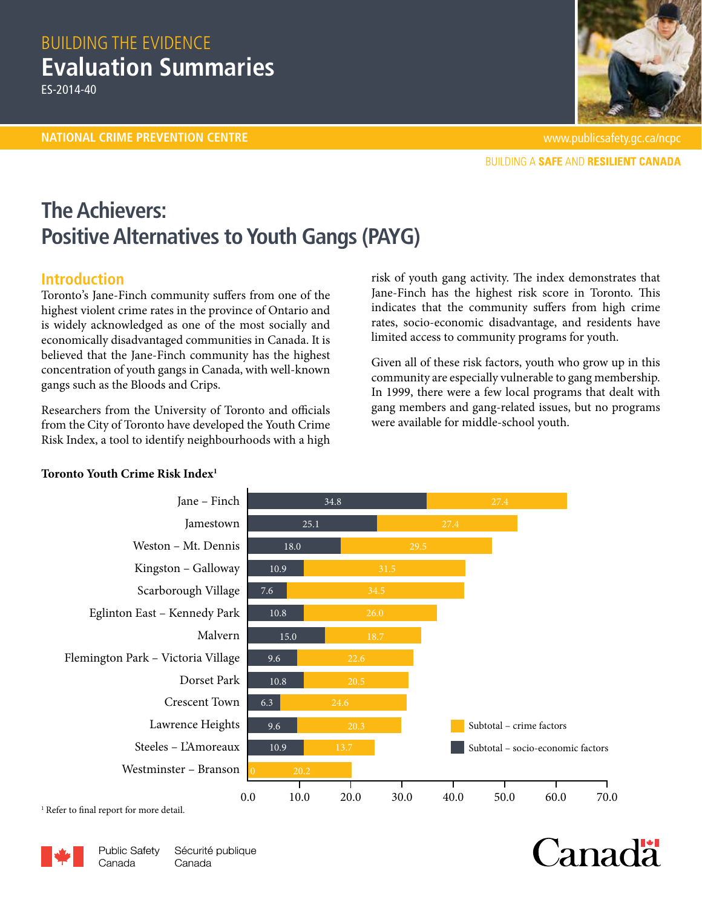BUILDING THE EVIDENCE

# Evaluation Summaries

ES-2014-40

NATIONAL CRIME PREVENTION CENTRE

www.publicsafety.gc.ca/ncpc

BUILDING A **SAFE** AND **RESILIENT CANADA**

# The Achievers: Positive Alternatives to Youth Gangs (PAYG)

## Introduction

Toronto's Jane-Finch community suffers from one of the highest violent crime rates in the province of Ontario and is widely acknowledged as one of the most socially and economically disadvantaged communities in Canada. It is believed that the Jane-Finch community has the highest concentration of youth gangs in Canada, with well-known gangs such as the Bloods and Crips.

Researchers from the University of Toronto and officials from the City of Toronto have developed the Youth Crime Risk Index, a tool to identify neighbourhoods with a high risk of youth gang activity. The index demonstrates that Jane-Finch has the highest risk score in Toronto. This indicates that the community suffers from high crime rates, socio-economic disadvantage, and residents have limited access to community programs for youth.

Given all of these risk factors, youth who grow up in this community are especially vulnerable to gang membership. In 1999, there were a few local programs that dealt with gang members and gang-related issues, but no programs were available for middle-school youth.

**Toronto Youth Crime Risk Index**[1]

| Neighbourhood | Subtotal – socio-economic factors | Subtotal – crime factors |
|---|---|---|
| Jane – Finch | 34.8 | 27.4 |
| Jamestown | 25.1 | 27.4 |
| Weston – Mt. Dennis | 18.0 | 29.5 |
| Kingston – Galloway | 10.9 | 31.5 |
| Scarborough Village | 7.6 | 34.5 |
| Eglinton East – Kennedy Park | 10.8 | 26.0 |
| Malvern | 15.0 | 18.7 |
| Flemington Park – Victoria Village | 9.6 | 22.6 |
| Dorset Park | 10.8 | 20.5 |
| Crescent Town | 6.3 | 24.6 |
| Lawrence Heights | 9.6 | 20.3 |
| Steeles – L'Amoreaux | 10.9 | 13.7 |
| Westminster – Branson | 0 | 20.2 |

[1] Refer to final report for more detail.

Public Safety Canada / Sécurité publique Canada

Canada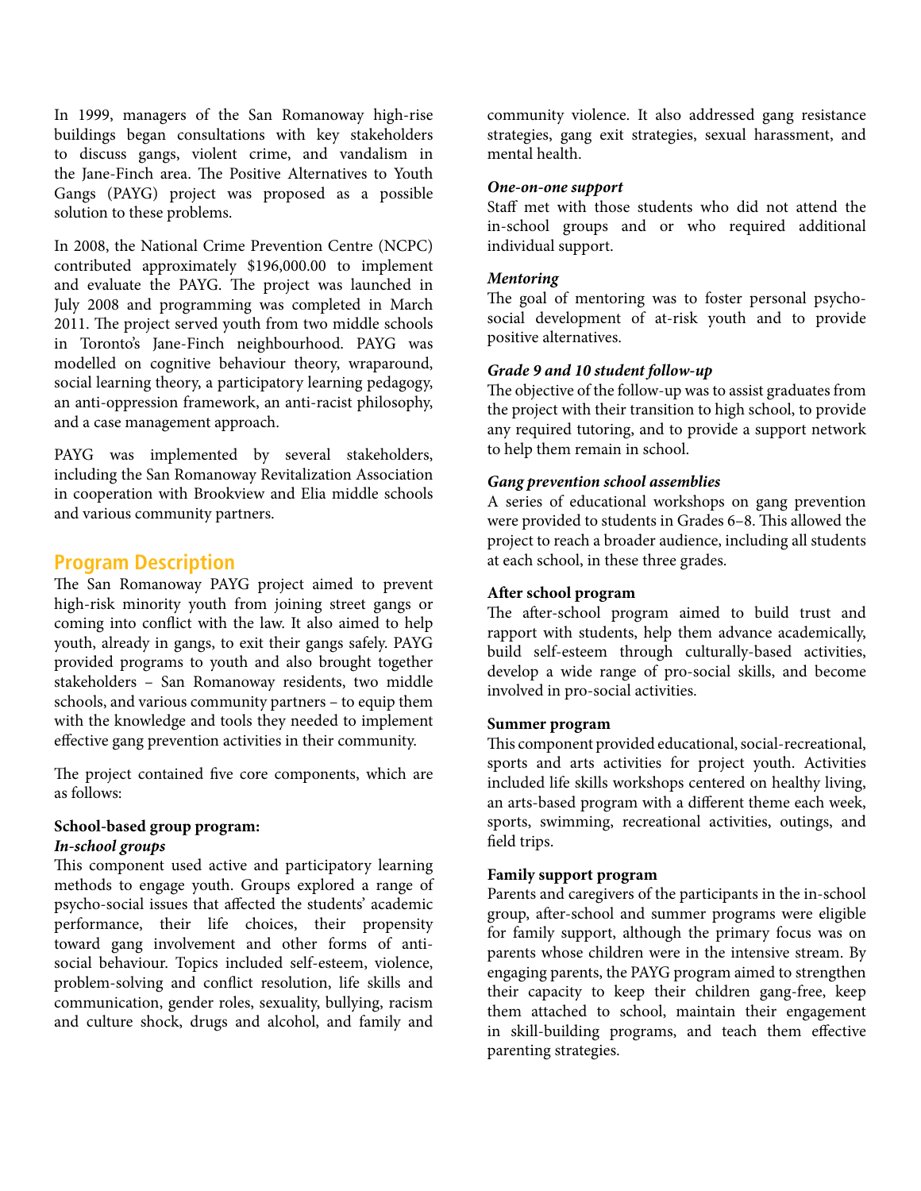In 1999, managers of the San Romanoway high-rise buildings began consultations with key stakeholders to discuss gangs, violent crime, and vandalism in the Jane-Finch area. The Positive Alternatives to Youth Gangs (PAYG) project was proposed as a possible solution to these problems.

In 2008, the National Crime Prevention Centre (NCPC) contributed approximately $196,000.00 to implement and evaluate the PAYG. The project was launched in July 2008 and programming was completed in March 2011. The project served youth from two middle schools in Toronto's Jane-Finch neighbourhood. PAYG was modelled on cognitive behaviour theory, wraparound, social learning theory, a participatory learning pedagogy, an anti-oppression framework, an anti-racist philosophy, and a case management approach.

PAYG was implemented by several stakeholders, including the San Romanoway Revitalization Association in cooperation with Brookview and Elia middle schools and various community partners.

## Program Description

The San Romanoway PAYG project aimed to prevent high-risk minority youth from joining street gangs or coming into conflict with the law. It also aimed to help youth, already in gangs, to exit their gangs safely. PAYG provided programs to youth and also brought together stakeholders – San Romanoway residents, two middle schools, and various community partners – to equip them with the knowledge and tools they needed to implement effective gang prevention activities in their community.

The project contained five core components, which are as follows:

**School-based group program:**

***In-school groups***

This component used active and participatory learning methods to engage youth. Groups explored a range of psycho-social issues that affected the students' academic performance, their life choices, their propensity toward gang involvement and other forms of anti-social behaviour. Topics included self-esteem, violence, problem-solving and conflict resolution, life skills and communication, gender roles, sexuality, bullying, racism and culture shock, drugs and alcohol, and family and community violence. It also addressed gang resistance strategies, gang exit strategies, sexual harassment, and mental health.

***One-on-one support***

Staff met with those students who did not attend the in-school groups and or who required additional individual support.

***Mentoring***

The goal of mentoring was to foster personal psycho-social development of at-risk youth and to provide positive alternatives.

***Grade 9 and 10 student follow-up***

The objective of the follow-up was to assist graduates from the project with their transition to high school, to provide any required tutoring, and to provide a support network to help them remain in school.

***Gang prevention school assemblies***

A series of educational workshops on gang prevention were provided to students in Grades 6–8. This allowed the project to reach a broader audience, including all students at each school, in these three grades.

**After school program**

The after-school program aimed to build trust and rapport with students, help them advance academically, build self-esteem through culturally-based activities, develop a wide range of pro-social skills, and become involved in pro-social activities.

**Summer program**

This component provided educational, social-recreational, sports and arts activities for project youth. Activities included life skills workshops centered on healthy living, an arts-based program with a different theme each week, sports, swimming, recreational activities, outings, and field trips.

**Family support program**

Parents and caregivers of the participants in the in-school group, after-school and summer programs were eligible for family support, although the primary focus was on parents whose children were in the intensive stream. By engaging parents, the PAYG program aimed to strengthen their capacity to keep their children gang-free, keep them attached to school, maintain their engagement in skill-building programs, and teach them effective parenting strategies.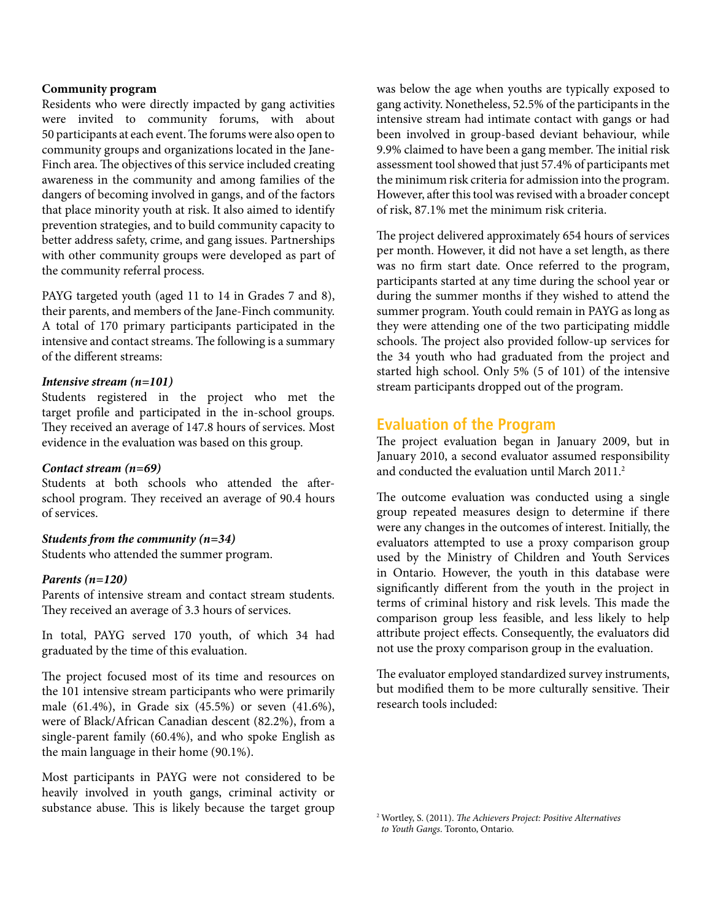**Community program**
Residents who were directly impacted by gang activities were invited to community forums, with about 50 participants at each event. The forums were also open to community groups and organizations located in the Jane-Finch area. The objectives of this service included creating awareness in the community and among families of the dangers of becoming involved in gangs, and of the factors that place minority youth at risk. It also aimed to identify prevention strategies, and to build community capacity to better address safety, crime, and gang issues. Partnerships with other community groups were developed as part of the community referral process.

PAYG targeted youth (aged 11 to 14 in Grades 7 and 8), their parents, and members of the Jane-Finch community. A total of 170 primary participants participated in the intensive and contact streams. The following is a summary of the different streams:

***Intensive stream (n=101)***
Students registered in the project who met the target profile and participated in the in-school groups. They received an average of 147.8 hours of services. Most evidence in the evaluation was based on this group.

***Contact stream (n=69)***
Students at both schools who attended the after-school program. They received an average of 90.4 hours of services.

***Students from the community (n=34)***
Students who attended the summer program.

***Parents (n=120)***
Parents of intensive stream and contact stream students. They received an average of 3.3 hours of services.

In total, PAYG served 170 youth, of which 34 had graduated by the time of this evaluation.

The project focused most of its time and resources on the 101 intensive stream participants who were primarily male (61.4%), in Grade six (45.5%) or seven (41.6%), were of Black/African Canadian descent (82.2%), from a single-parent family (60.4%), and who spoke English as the main language in their home (90.1%).

Most participants in PAYG were not considered to be heavily involved in youth gangs, criminal activity or substance abuse. This is likely because the target group was below the age when youths are typically exposed to gang activity. Nonetheless, 52.5% of the participants in the intensive stream had intimate contact with gangs or had been involved in group-based deviant behaviour, while 9.9% claimed to have been a gang member. The initial risk assessment tool showed that just 57.4% of participants met the minimum risk criteria for admission into the program. However, after this tool was revised with a broader concept of risk, 87.1% met the minimum risk criteria.

The project delivered approximately 654 hours of services per month. However, it did not have a set length, as there was no firm start date. Once referred to the program, participants started at any time during the school year or during the summer months if they wished to attend the summer program. Youth could remain in PAYG as long as they were attending one of the two participating middle schools. The project also provided follow-up services for the 34 youth who had graduated from the project and started high school. Only 5% (5 of 101) of the intensive stream participants dropped out of the program.

## Evaluation of the Program

The project evaluation began in January 2009, but in January 2010, a second evaluator assumed responsibility and conducted the evaluation until March 2011.[2]

The outcome evaluation was conducted using a single group repeated measures design to determine if there were any changes in the outcomes of interest. Initially, the evaluators attempted to use a proxy comparison group used by the Ministry of Children and Youth Services in Ontario. However, the youth in this database were significantly different from the youth in the project in terms of criminal history and risk levels. This made the comparison group less feasible, and less likely to help attribute project effects. Consequently, the evaluators did not use the proxy comparison group in the evaluation.

The evaluator employed standardized survey instruments, but modified them to be more culturally sensitive. Their research tools included:

[2] Wortley, S. (2011). *The Achievers Project: Positive Alternatives to Youth Gangs*. Toronto, Ontario.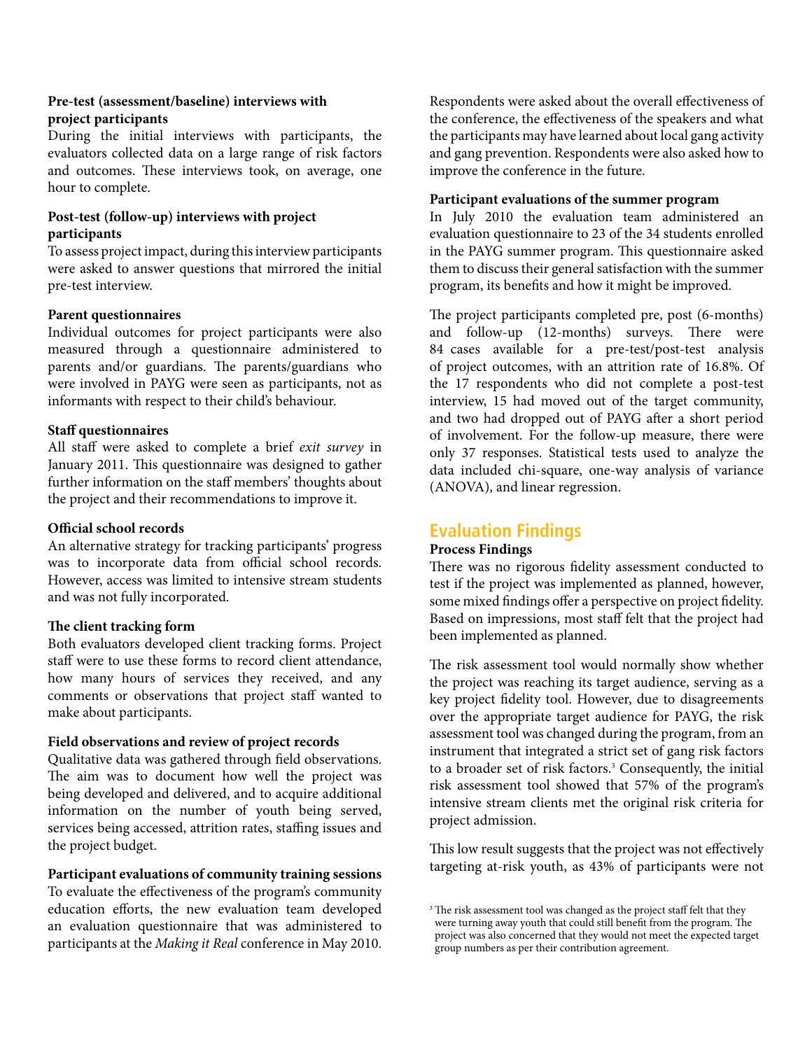**Pre-test (assessment/baseline) interviews with project participants**

During the initial interviews with participants, the evaluators collected data on a large range of risk factors and outcomes. These interviews took, on average, one hour to complete.

**Post-test (follow-up) interviews with project participants**

To assess project impact, during this interview participants were asked to answer questions that mirrored the initial pre-test interview.

**Parent questionnaires**

Individual outcomes for project participants were also measured through a questionnaire administered to parents and/or guardians. The parents/guardians who were involved in PAYG were seen as participants, not as informants with respect to their child's behaviour.

**Staff questionnaires**

All staff were asked to complete a brief *exit survey* in January 2011. This questionnaire was designed to gather further information on the staff members' thoughts about the project and their recommendations to improve it.

**Official school records**

An alternative strategy for tracking participants' progress was to incorporate data from official school records. However, access was limited to intensive stream students and was not fully incorporated.

**The client tracking form**

Both evaluators developed client tracking forms. Project staff were to use these forms to record client attendance, how many hours of services they received, and any comments or observations that project staff wanted to make about participants.

**Field observations and review of project records**

Qualitative data was gathered through field observations. The aim was to document how well the project was being developed and delivered, and to acquire additional information on the number of youth being served, services being accessed, attrition rates, staffing issues and the project budget.

**Participant evaluations of community training sessions**

To evaluate the effectiveness of the program's community education efforts, the new evaluation team developed an evaluation questionnaire that was administered to participants at the *Making it Real* conference in May 2010. Respondents were asked about the overall effectiveness of the conference, the effectiveness of the speakers and what the participants may have learned about local gang activity and gang prevention. Respondents were also asked how to improve the conference in the future.

**Participant evaluations of the summer program**

In July 2010 the evaluation team administered an evaluation questionnaire to 23 of the 34 students enrolled in the PAYG summer program. This questionnaire asked them to discuss their general satisfaction with the summer program, its benefits and how it might be improved.

The project participants completed pre, post (6-months) and follow-up (12-months) surveys. There were 84 cases available for a pre-test/post-test analysis of project outcomes, with an attrition rate of 16.8%. Of the 17 respondents who did not complete a post-test interview, 15 had moved out of the target community, and two had dropped out of PAYG after a short period of involvement. For the follow-up measure, there were only 37 responses. Statistical tests used to analyze the data included chi-square, one-way analysis of variance (ANOVA), and linear regression.

## Evaluation Findings

### Process Findings

There was no rigorous fidelity assessment conducted to test if the project was implemented as planned, however, some mixed findings offer a perspective on project fidelity. Based on impressions, most staff felt that the project had been implemented as planned.

The risk assessment tool would normally show whether the project was reaching its target audience, serving as a key project fidelity tool. However, due to disagreements over the appropriate target audience for PAYG, the risk assessment tool was changed during the program, from an instrument that integrated a strict set of gang risk factors to a broader set of risk factors.[3] Consequently, the initial risk assessment tool showed that 57% of the program's intensive stream clients met the original risk criteria for project admission.

This low result suggests that the project was not effectively targeting at-risk youth, as 43% of participants were not

[3] The risk assessment tool was changed as the project staff felt that they were turning away youth that could still benefit from the program. The project was also concerned that they would not meet the expected target group numbers as per their contribution agreement.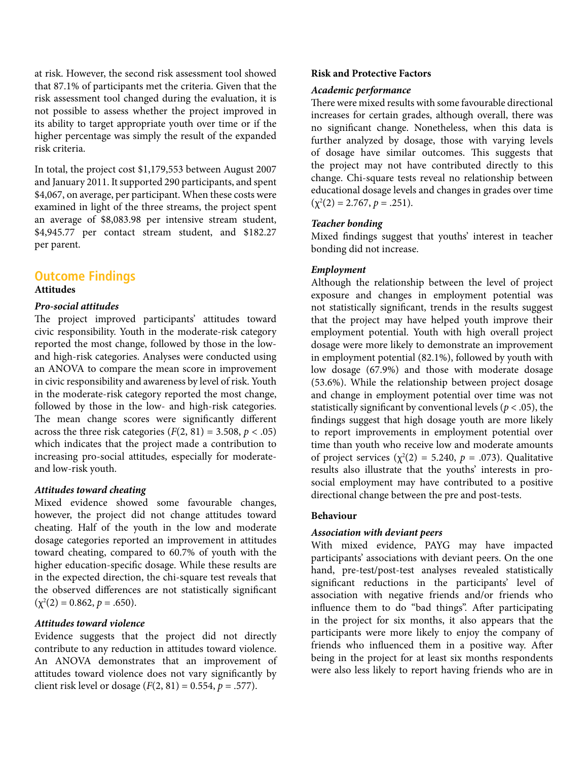at risk. However, the second risk assessment tool showed that 87.1% of participants met the criteria. Given that the risk assessment tool changed during the evaluation, it is not possible to assess whether the project improved in its ability to target appropriate youth over time or if the higher percentage was simply the result of the expanded risk criteria.

In total, the project cost $1,179,553 between August 2007 and January 2011. It supported 290 participants, and spent $4,067, on average, per participant. When these costs were examined in light of the three streams, the project spent an average of $8,083.98 per intensive stream student, $4,945.77 per contact stream student, and $182.27 per parent.

## Outcome Findings

### Attitudes

#### *Pro-social attitudes*

The project improved participants' attitudes toward civic responsibility. Youth in the moderate-risk category reported the most change, followed by those in the low- and high-risk categories. Analyses were conducted using an ANOVA to compare the mean score in improvement in civic responsibility and awareness by level of risk. Youth in the moderate-risk category reported the most change, followed by those in the low- and high-risk categories. The mean change scores were significantly different across the three risk categories ($F(2, 81) = 3.508$, $p < .05$) which indicates that the project made a contribution to increasing pro-social attitudes, especially for moderate- and low-risk youth.

#### *Attitudes toward cheating*

Mixed evidence showed some favourable changes, however, the project did not change attitudes toward cheating. Half of the youth in the low and moderate dosage categories reported an improvement in attitudes toward cheating, compared to 60.7% of youth with the higher education-specific dosage. While these results are in the expected direction, the chi-square test reveals that the observed differences are not statistically significant ($\chi^2(2) = 0.862$, $p = .650$).

#### *Attitudes toward violence*

Evidence suggests that the project did not directly contribute to any reduction in attitudes toward violence. An ANOVA demonstrates that an improvement of attitudes toward violence does not vary significantly by client risk level or dosage ($F(2, 81) = 0.554$, $p = .577$).

### Risk and Protective Factors

#### *Academic performance*

There were mixed results with some favourable directional increases for certain grades, although overall, there was no significant change. Nonetheless, when this data is further analyzed by dosage, those with varying levels of dosage have similar outcomes. This suggests that the project may not have contributed directly to this change. Chi-square tests reveal no relationship between educational dosage levels and changes in grades over time ($\chi^2(2) = 2.767$, $p = .251$).

#### *Teacher bonding*

Mixed findings suggest that youths' interest in teacher bonding did not increase.

#### *Employment*

Although the relationship between the level of project exposure and changes in employment potential was not statistically significant, trends in the results suggest that the project may have helped youth improve their employment potential. Youth with high overall project dosage were more likely to demonstrate an improvement in employment potential (82.1%), followed by youth with low dosage (67.9%) and those with moderate dosage (53.6%). While the relationship between project dosage and change in employment potential over time was not statistically significant by conventional levels ($p < .05$), the findings suggest that high dosage youth are more likely to report improvements in employment potential over time than youth who receive low and moderate amounts of project services ($\chi^2(2) = 5.240$, $p = .073$). Qualitative results also illustrate that the youths' interests in pro-social employment may have contributed to a positive directional change between the pre and post-tests.

### Behaviour

#### *Association with deviant peers*

With mixed evidence, PAYG may have impacted participants' associations with deviant peers. On the one hand, pre-test/post-test analyses revealed statistically significant reductions in the participants' level of association with negative friends and/or friends who influence them to do "bad things". After participating in the project for six months, it also appears that the participants were more likely to enjoy the company of friends who influenced them in a positive way. After being in the project for at least six months respondents were also less likely to report having friends who are in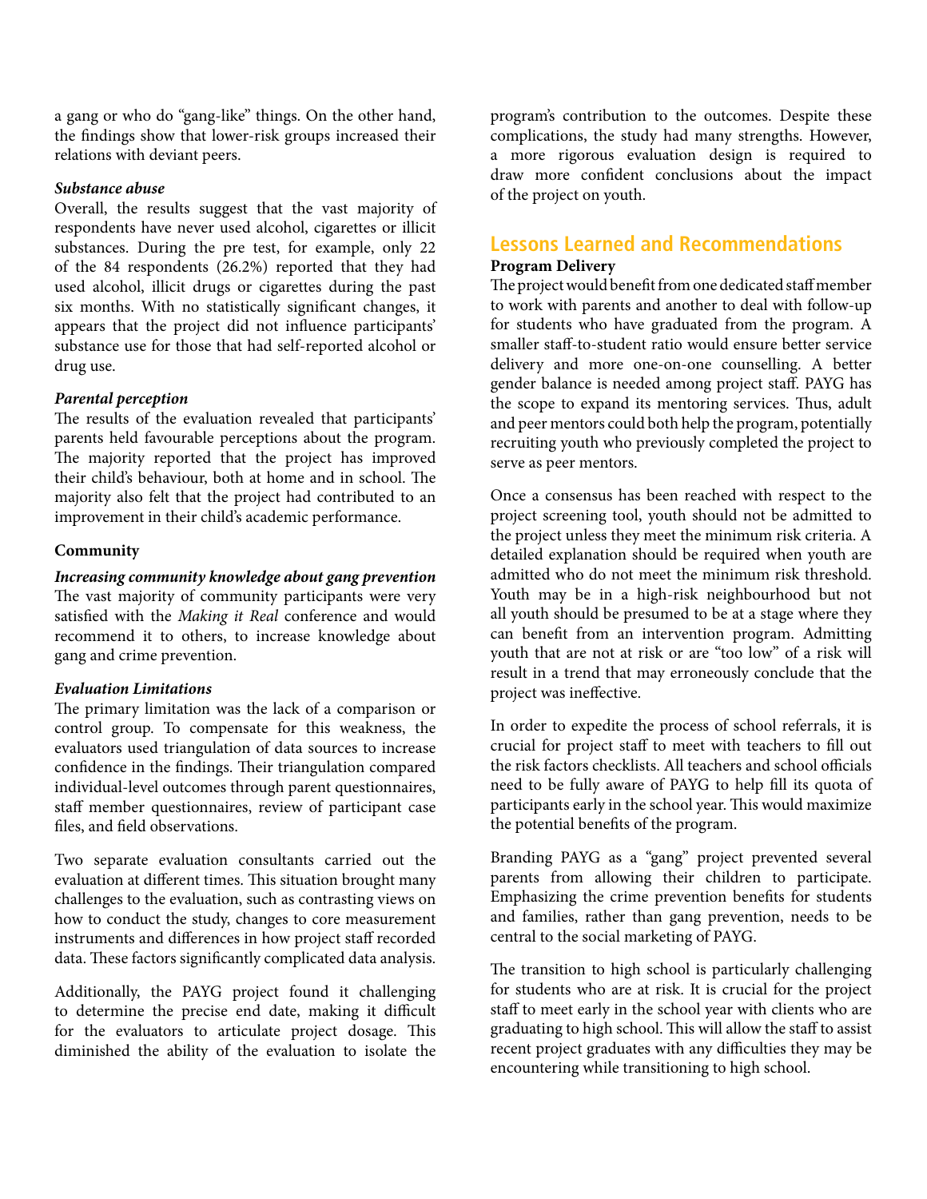a gang or who do "gang-like" things. On the other hand, the findings show that lower-risk groups increased their relations with deviant peers.

***Substance abuse***

Overall, the results suggest that the vast majority of respondents have never used alcohol, cigarettes or illicit substances. During the pre test, for example, only 22 of the 84 respondents (26.2%) reported that they had used alcohol, illicit drugs or cigarettes during the past six months. With no statistically significant changes, it appears that the project did not influence participants' substance use for those that had self-reported alcohol or drug use.

***Parental perception***

The results of the evaluation revealed that participants' parents held favourable perceptions about the program. The majority reported that the project has improved their child's behaviour, both at home and in school. The majority also felt that the project had contributed to an improvement in their child's academic performance.

**Community**

***Increasing community knowledge about gang prevention***

The vast majority of community participants were very satisfied with the *Making it Real* conference and would recommend it to others, to increase knowledge about gang and crime prevention.

***Evaluation Limitations***

The primary limitation was the lack of a comparison or control group. To compensate for this weakness, the evaluators used triangulation of data sources to increase confidence in the findings. Their triangulation compared individual-level outcomes through parent questionnaires, staff member questionnaires, review of participant case files, and field observations.

Two separate evaluation consultants carried out the evaluation at different times. This situation brought many challenges to the evaluation, such as contrasting views on how to conduct the study, changes to core measurement instruments and differences in how project staff recorded data. These factors significantly complicated data analysis.

Additionally, the PAYG project found it challenging to determine the precise end date, making it difficult for the evaluators to articulate project dosage. This diminished the ability of the evaluation to isolate the program's contribution to the outcomes. Despite these complications, the study had many strengths. However, a more rigorous evaluation design is required to draw more confident conclusions about the impact of the project on youth.

## Lessons Learned and Recommendations

**Program Delivery**

The project would benefit from one dedicated staff member to work with parents and another to deal with follow-up for students who have graduated from the program. A smaller staff-to-student ratio would ensure better service delivery and more one-on-one counselling. A better gender balance is needed among project staff. PAYG has the scope to expand its mentoring services. Thus, adult and peer mentors could both help the program, potentially recruiting youth who previously completed the project to serve as peer mentors.

Once a consensus has been reached with respect to the project screening tool, youth should not be admitted to the project unless they meet the minimum risk criteria. A detailed explanation should be required when youth are admitted who do not meet the minimum risk threshold. Youth may be in a high-risk neighbourhood but not all youth should be presumed to be at a stage where they can benefit from an intervention program. Admitting youth that are not at risk or are "too low" of a risk will result in a trend that may erroneously conclude that the project was ineffective.

In order to expedite the process of school referrals, it is crucial for project staff to meet with teachers to fill out the risk factors checklists. All teachers and school officials need to be fully aware of PAYG to help fill its quota of participants early in the school year. This would maximize the potential benefits of the program.

Branding PAYG as a "gang" project prevented several parents from allowing their children to participate. Emphasizing the crime prevention benefits for students and families, rather than gang prevention, needs to be central to the social marketing of PAYG.

The transition to high school is particularly challenging for students who are at risk. It is crucial for the project staff to meet early in the school year with clients who are graduating to high school. This will allow the staff to assist recent project graduates with any difficulties they may be encountering while transitioning to high school.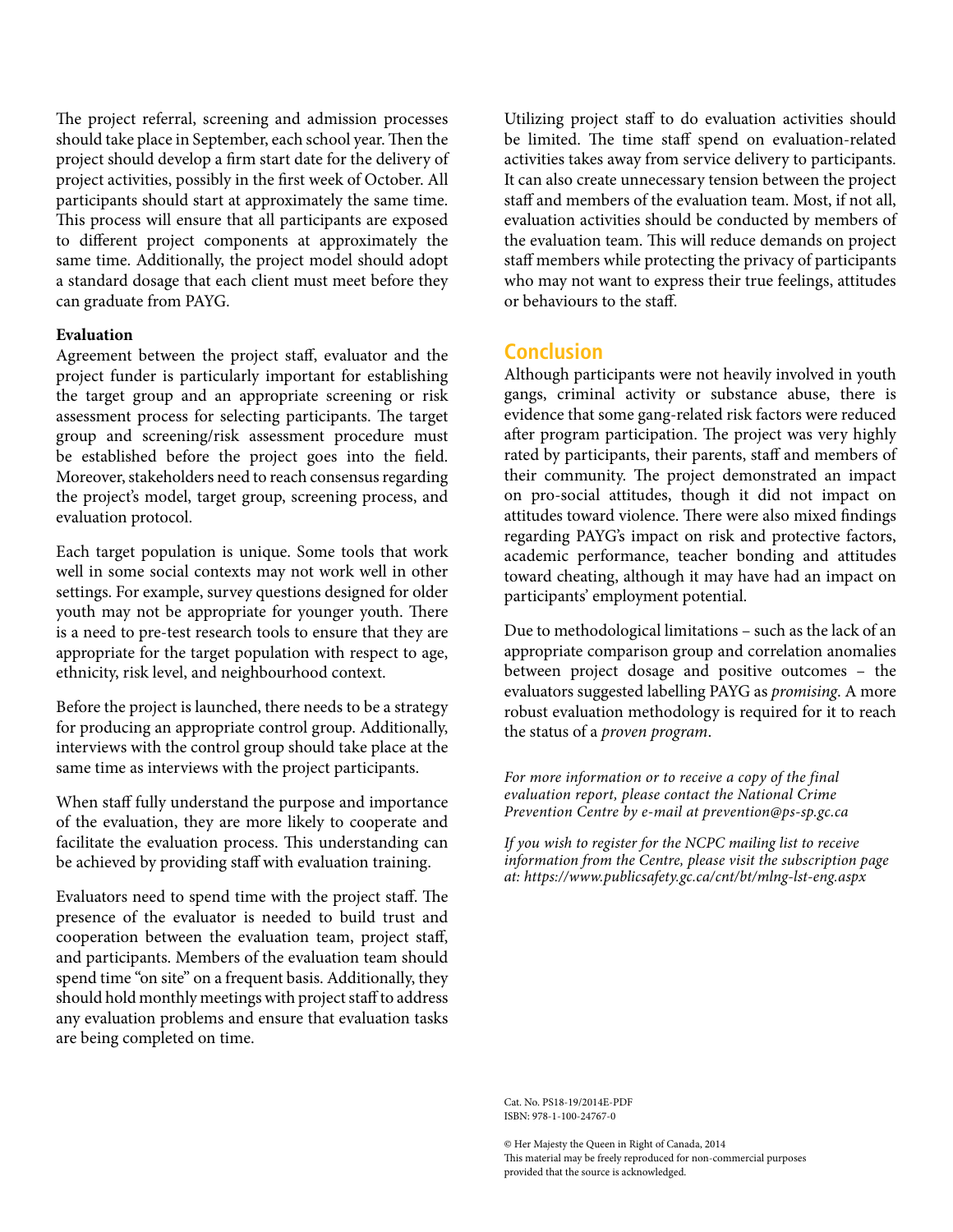The project referral, screening and admission processes should take place in September, each school year. Then the project should develop a firm start date for the delivery of project activities, possibly in the first week of October. All participants should start at approximately the same time. This process will ensure that all participants are exposed to different project components at approximately the same time. Additionally, the project model should adopt a standard dosage that each client must meet before they can graduate from PAYG.

**Evaluation**

Agreement between the project staff, evaluator and the project funder is particularly important for establishing the target group and an appropriate screening or risk assessment process for selecting participants. The target group and screening/risk assessment procedure must be established before the project goes into the field. Moreover, stakeholders need to reach consensus regarding the project's model, target group, screening process, and evaluation protocol.

Each target population is unique. Some tools that work well in some social contexts may not work well in other settings. For example, survey questions designed for older youth may not be appropriate for younger youth. There is a need to pre-test research tools to ensure that they are appropriate for the target population with respect to age, ethnicity, risk level, and neighbourhood context.

Before the project is launched, there needs to be a strategy for producing an appropriate control group. Additionally, interviews with the control group should take place at the same time as interviews with the project participants.

When staff fully understand the purpose and importance of the evaluation, they are more likely to cooperate and facilitate the evaluation process. This understanding can be achieved by providing staff with evaluation training.

Evaluators need to spend time with the project staff. The presence of the evaluator is needed to build trust and cooperation between the evaluation team, project staff, and participants. Members of the evaluation team should spend time "on site" on a frequent basis. Additionally, they should hold monthly meetings with project staff to address any evaluation problems and ensure that evaluation tasks are being completed on time.

Utilizing project staff to do evaluation activities should be limited. The time staff spend on evaluation-related activities takes away from service delivery to participants. It can also create unnecessary tension between the project staff and members of the evaluation team. Most, if not all, evaluation activities should be conducted by members of the evaluation team. This will reduce demands on project staff members while protecting the privacy of participants who may not want to express their true feelings, attitudes or behaviours to the staff.

## Conclusion

Although participants were not heavily involved in youth gangs, criminal activity or substance abuse, there is evidence that some gang-related risk factors were reduced after program participation. The project was very highly rated by participants, their parents, staff and members of their community. The project demonstrated an impact on pro-social attitudes, though it did not impact on attitudes toward violence. There were also mixed findings regarding PAYG's impact on risk and protective factors, academic performance, teacher bonding and attitudes toward cheating, although it may have had an impact on participants' employment potential.

Due to methodological limitations – such as the lack of an appropriate comparison group and correlation anomalies between project dosage and positive outcomes – the evaluators suggested labelling PAYG as *promising*. A more robust evaluation methodology is required for it to reach the status of a *proven program*.

*For more information or to receive a copy of the final evaluation report, please contact the National Crime Prevention Centre by e-mail at prevention@ps-sp.gc.ca*

*If you wish to register for the NCPC mailing list to receive information from the Centre, please visit the subscription page at: https://www.publicsafety.gc.ca/cnt/bt/mlng-lst-eng.aspx*

Cat. No. PS18-19/2014E-PDF
ISBN: 978-1-100-24767-0

© Her Majesty the Queen in Right of Canada, 2014
This material may be freely reproduced for non-commercial purposes provided that the source is acknowledged.